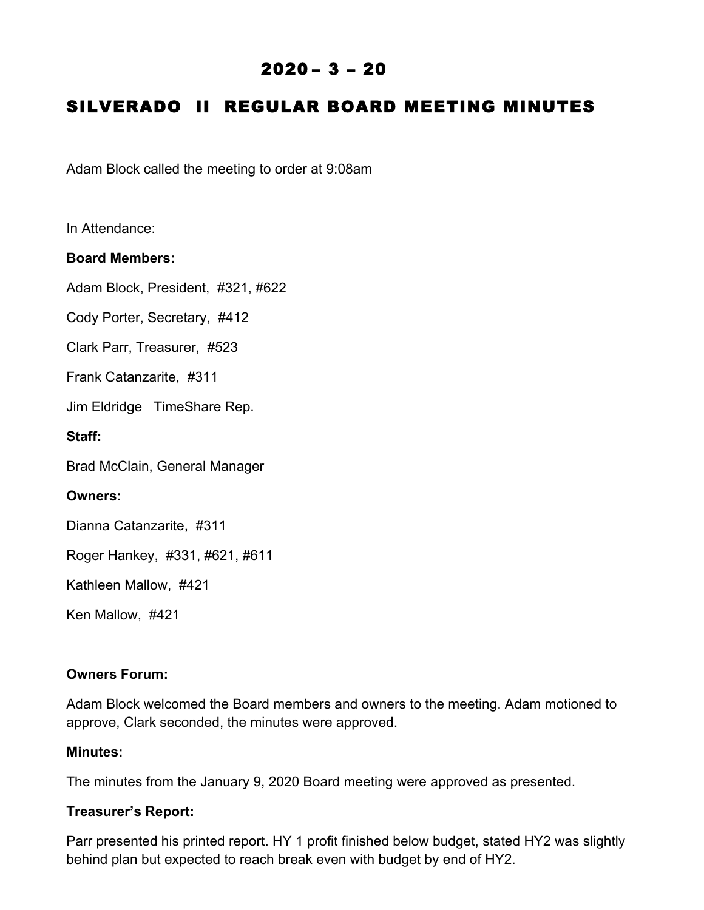# 2020 – 3 – 20

# SILVERADO II REGULAR BOARD MEETING MINUTES

Adam Block called the meeting to order at 9:08am

In Attendance:

**Board Members:**

Adam Block, President, #321, #622

Cody Porter, Secretary, #412

Clark Parr, Treasurer, #523

Frank Catanzarite, #311

Jim Eldridge TimeShare Rep.

**Staff:**

Brad McClain, General Manager

**Owners:**

Dianna Catanzarite, #311

Roger Hankey, #331, #621, #611

Kathleen Mallow, #421

Ken Mallow, #421

**Owners Forum:**

Adam Block welcomed the Board members and owners to the meeting. Adam motioned to approve, Clark seconded, the minutes were approved.

**Minutes:**

The minutes from the January 9, 2020 Board meeting were approved as presented.

**Treasurer's Report:**

Parr presented his printed report. HY 1 profit finished below budget, stated HY2 was slightly behind plan but expected to reach break even with budget by end of HY2.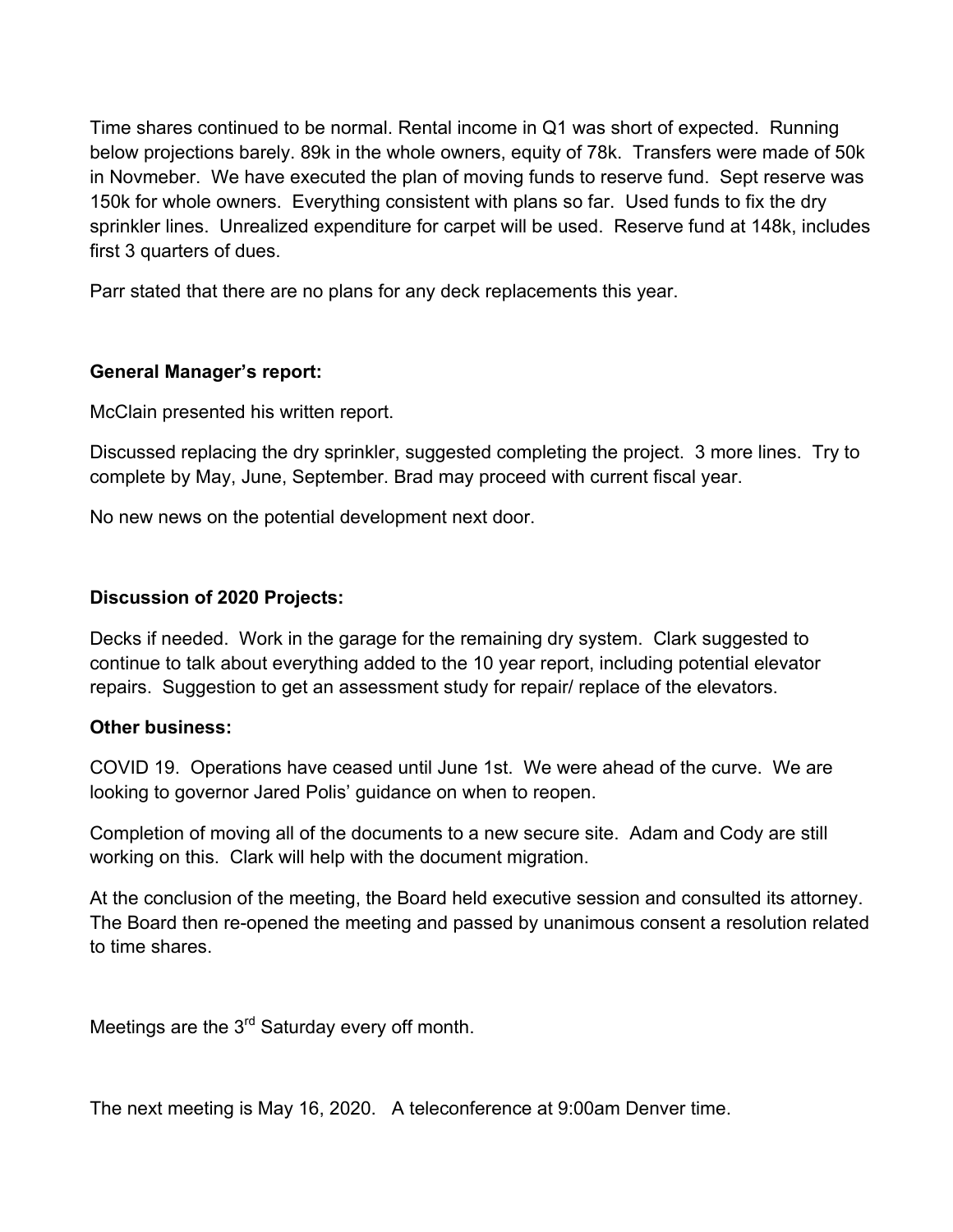Time shares continued to be normal. Rental income in Q1 was short of expected. Running below projections barely. 89k in the whole owners, equity of 78k. Transfers were made of 50k in Novmeber. We have executed the plan of moving funds to reserve fund. Sept reserve was 150k for whole owners. Everything consistent with plans so far. Used funds to fix the dry sprinkler lines. Unrealized expenditure for carpet will be used. Reserve fund at 148k, includes first 3 quarters of dues.

Parr stated that there are no plans for any deck replacements this year.

**General Manager's report:**

McClain presented his written report.

Discussed replacing the dry sprinkler, suggested completing the project. 3 more lines. Try to complete by May, June, September. Brad may proceed with current fiscal year.

No new news on the potential development next door.

**Discussion of 2020 Projects:**

Decks if needed. Work in the garage for the remaining dry system. Clark suggested to continue to talk about everything added to the 10 year report, including potential elevator repairs. Suggestion to get an assessment study for repair/ replace of the elevators.

**Other business:**

COVID 19. Operations have ceased until June 1st. We were ahead of the curve. We are looking to governor Jared Polis' guidance on when to reopen.

Completion of moving all of the documents to a new secure site. Adam and Cody are still working on this. Clark will help with the document migration.

At the conclusion of the meeting, the Board held executive session and consulted its attorney. The Board then re-opened the meeting and passed by unanimous consent a resolution related to time shares.

Meetings are the 3rd Saturday every off month.

The next meeting is May 16, 2020. A teleconference at 9:00am Denver time.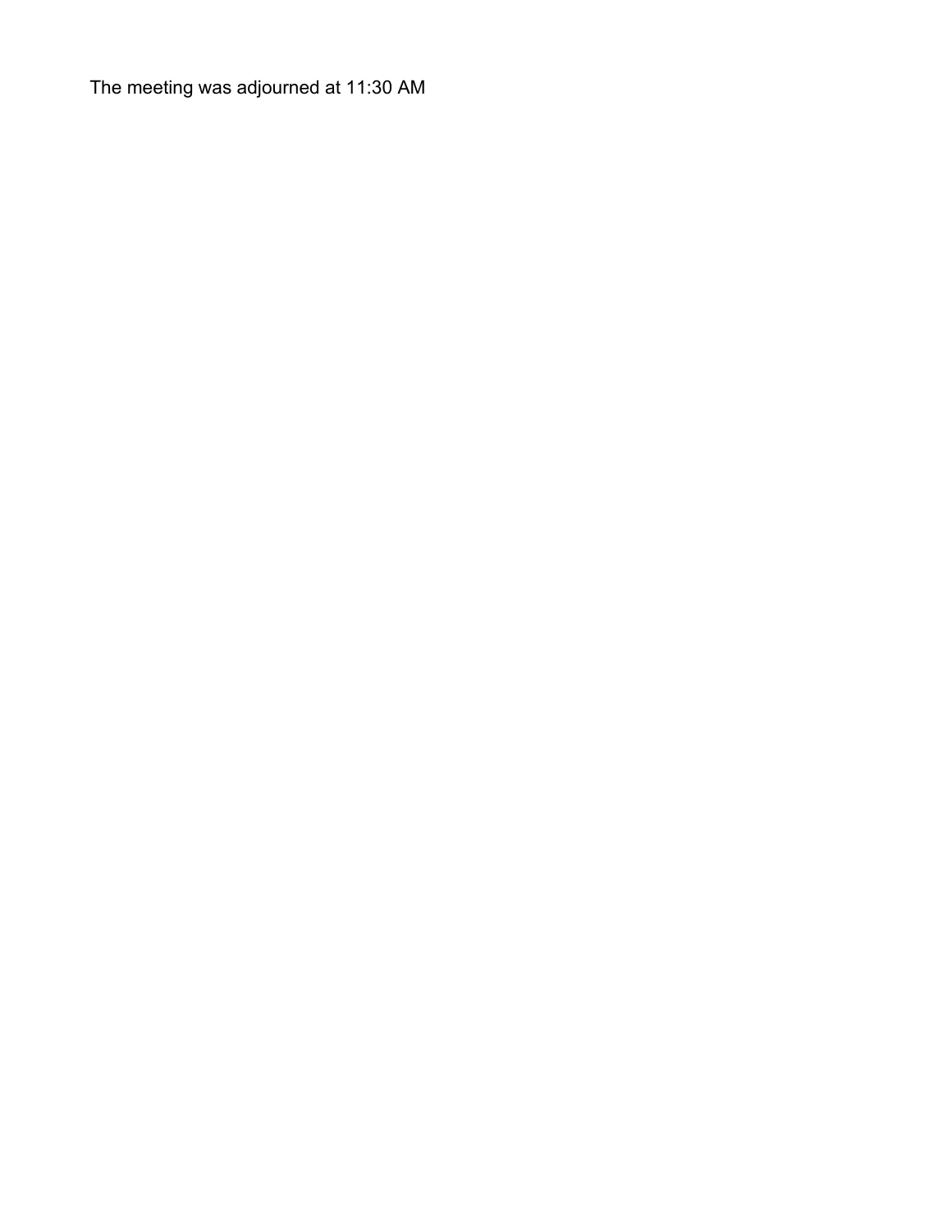The meeting was adjourned at 11:30 AM